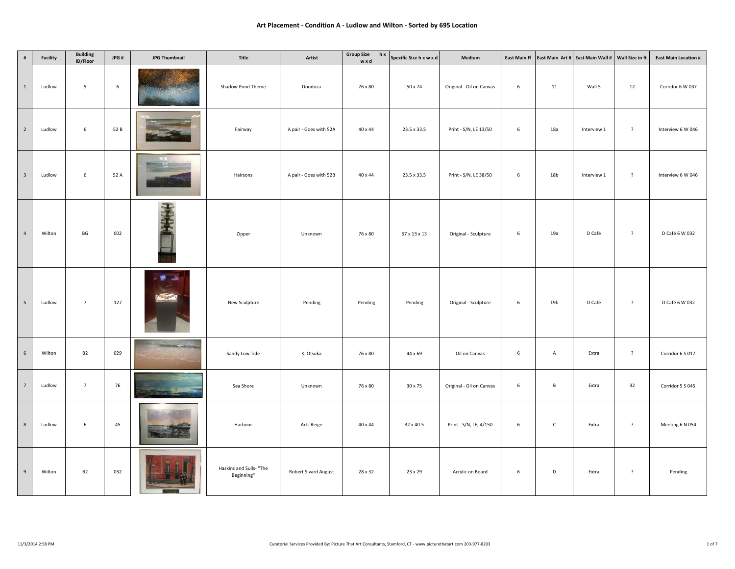# Art Placement - Condition A - Ludlow and Wilton - Sorted by 695 Location

| # | Facility | Building ID/Floor | JPG # | JPG Thumbnail | Title | Artist | Group Size h x w x d | Specific Size h x w x d | Medium | East Main Fl | East Main Art # | East Main Wall # | Wall Size in ft | East Main Location # |
|---|---|---|---|---|---|---|---|---|---|---|---|---|---|---|
| 1 | Ludlow | 5 | 6 | | Shadow Pond Theme | Doudoza | 76 x 80 | 50 x 74 | Original - Oil on Canvas | 6 | 11 | Wall 5 | 12 | Corridor 6 W 037 |
| 2 | Ludlow | 6 | 52 B | | Fairway | A pair - Goes with 52A | 40 x 44 | 23.5 x 33.5 | Print - S/N, LE 13/50 | 6 | 18a | Interview 1 | ? | Interview 6 W 046 |
| 3 | Ludlow | 6 | 52 A | | Hairsons | A pair - Goes with 52B | 40 x 44 | 23.5 x 33.5 | Print - S/N, LE 38/50 | 6 | 18b | Interview 1 | ? | Interview 6 W 046 |
| 4 | Wilton | BG | 002 | | Zipper | Unknown | 76 x 80 | 67 x 13 x 13 | Original - Sculpture | 6 | 19a | D Café | ? | D Café 6 W 032 |
| 5 | Ludlow | 7 | 127 | | New Sculpture | Pending | Pending | Pending | Original - Sculpture | 6 | 19b | D Café | ? | D Café 6 W 032 |
| 6 | Wilton | B2 | 029 | | Sandy Low Tide | K. Otsuka | 76 x 80 | 44 x 69 | Oil on Canvas | 6 | A | Extra | ? | Corridor 6 S 017 |
| 7 | Ludlow | 7 | 76 | | Sea Shore | Unknown | 76 x 80 | 30 x 75 | Original - Oil on Canvas | 6 | B | Extra | 32 | Corridor 5 S 045 |
| 8 | Ludlow | 6 | 45 | | Harbour | Arts Reige | 40 x 44 | 32 x 40.5 | Print - S/N, LE, 4/150 | 6 | C | Extra | ? | Meeting 6 N 054 |
| 9 | Wilton | B2 | 032 | | Haskins and Sulls- "The Beginning" | Robert Sivard August | 28 x 32 | 23 x 29 | Acrylic on Board | 6 | D | Extra | ? | Pending |

11/3/2014 2:58 PM

Curatorial Services Provided By: Picture That Art Consultants, Stamford, CT - www.picturethatart.com 203-977-8203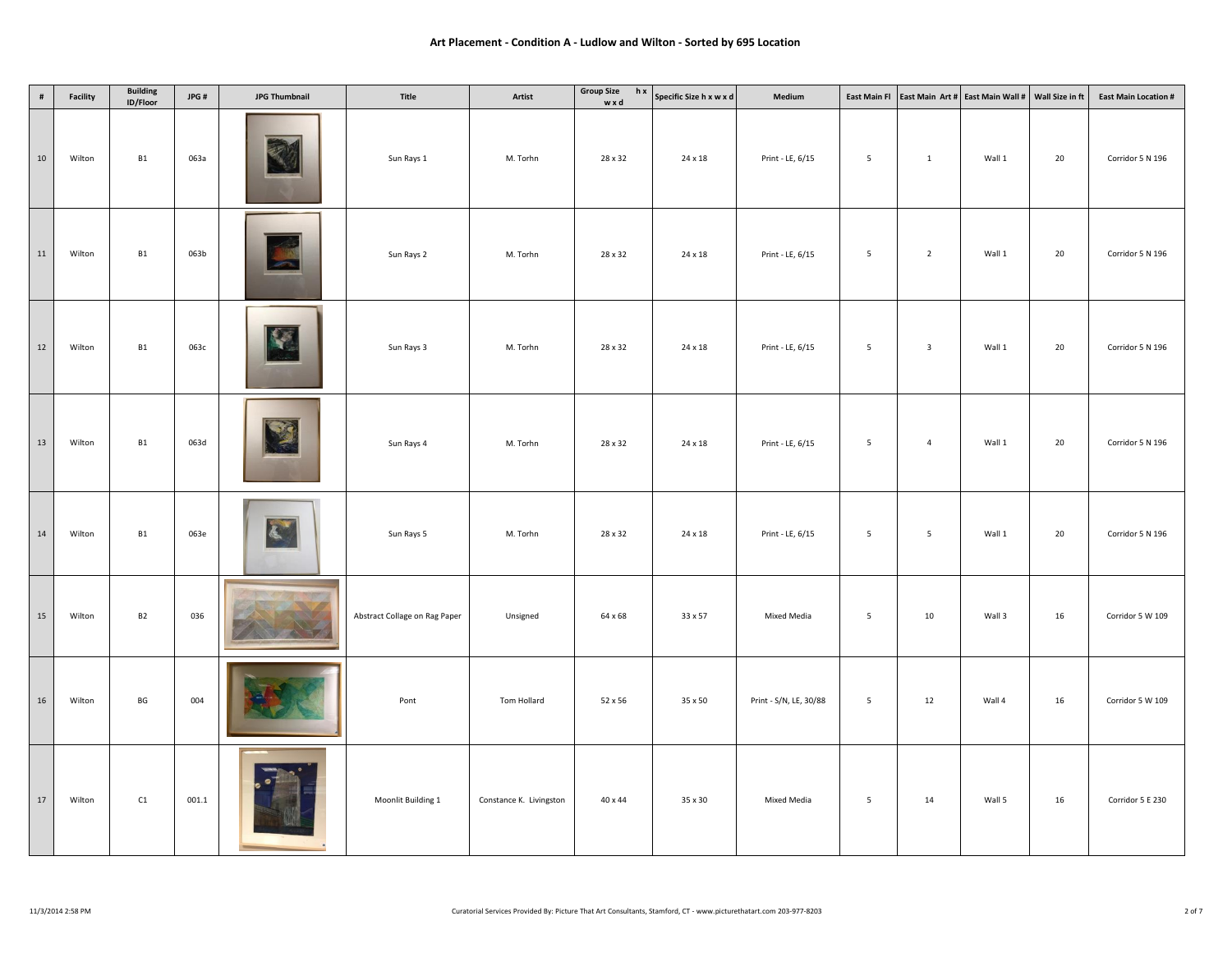# Art Placement - Condition A - Ludlow and Wilton - Sorted by 695 Location

| # | Facility | Building ID/Floor | JPG # | JPG Thumbnail | Title | Artist | Group Size h x w x d | Specific Size h x w x d | Medium | East Main Fl | East Main Art # | East Main Wall # | Wall Size in ft | East Main Location # |
|---|---|---|---|---|---|---|---|---|---|---|---|---|---|---|
| 10 | Wilton | B1 | 063a | | Sun Rays 1 | M. Torhn | 28 x 32 | 24 x 18 | Print - LE, 6/15 | 5 | 1 | Wall 1 | 20 | Corridor 5 N 196 |
| 11 | Wilton | B1 | 063b | | Sun Rays 2 | M. Torhn | 28 x 32 | 24 x 18 | Print - LE, 6/15 | 5 | 2 | Wall 1 | 20 | Corridor 5 N 196 |
| 12 | Wilton | B1 | 063c | | Sun Rays 3 | M. Torhn | 28 x 32 | 24 x 18 | Print - LE, 6/15 | 5 | 3 | Wall 1 | 20 | Corridor 5 N 196 |
| 13 | Wilton | B1 | 063d | | Sun Rays 4 | M. Torhn | 28 x 32 | 24 x 18 | Print - LE, 6/15 | 5 | 4 | Wall 1 | 20 | Corridor 5 N 196 |
| 14 | Wilton | B1 | 063e | | Sun Rays 5 | M. Torhn | 28 x 32 | 24 x 18 | Print - LE, 6/15 | 5 | 5 | Wall 1 | 20 | Corridor 5 N 196 |
| 15 | Wilton | B2 | 036 | | Abstract Collage on Rag Paper | Unsigned | 64 x 68 | 33 x 57 | Mixed Media | 5 | 10 | Wall 3 | 16 | Corridor 5 W 109 |
| 16 | Wilton | BG | 004 | | Pont | Tom Hollard | 52 x 56 | 35 x 50 | Print - S/N, LE, 30/88 | 5 | 12 | Wall 4 | 16 | Corridor 5 W 109 |
| 17 | Wilton | C1 | 001.1 | | Moonlit Building 1 | Constance K. Livingston | 40 x 44 | 35 x 30 | Mixed Media | 5 | 14 | Wall 5 | 16 | Corridor 5 E 230 |

11/3/2014 2:58 PM

Curatorial Services Provided By: Picture That Art Consultants, Stamford, CT - www.picturethatart.com 203-977-8203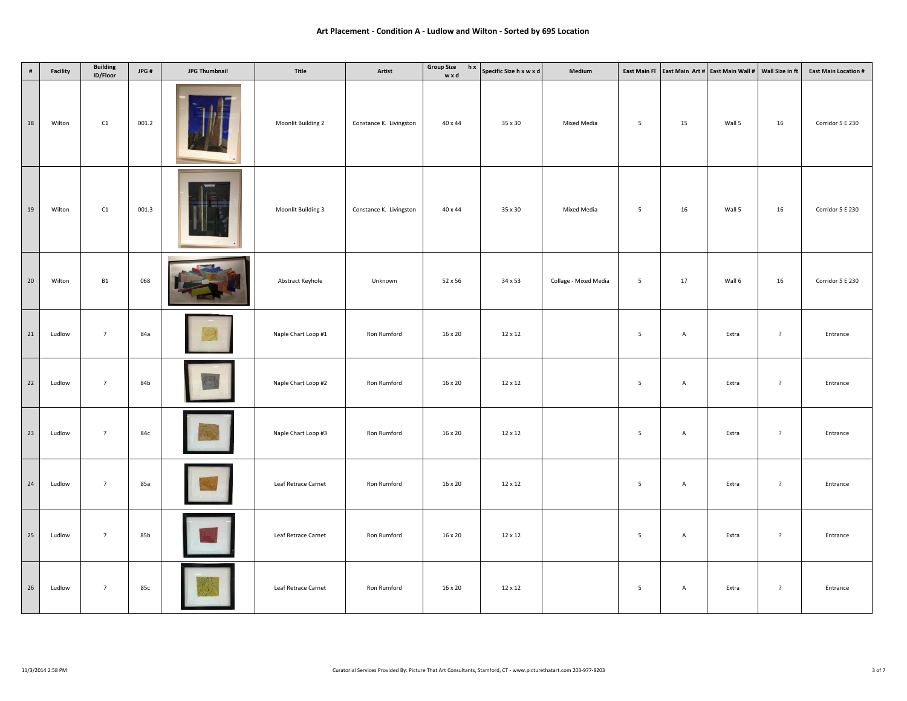## Art Placement - Condition A - Ludlow and Wilton - Sorted by 695 Location

| # | Facility | Building ID/Floor | JPG # | JPG Thumbnail | Title | Artist | Group Size h x w x d | Specific Size h x w x d | Medium | East Main Fl | East Main Art # | East Main Wall # | Wall Size in ft | East Main Location # |
|---|---|---|---|---|---|---|---|---|---|---|---|---|---|---|
| 18 | Wilton | C1 | 001.2 | | Moonlit Building 2 | Constance K. Livingston | 40 x 44 | 35 x 30 | Mixed Media | 5 | 15 | Wall 5 | 16 | Corridor 5 E 230 |
| 19 | Wilton | C1 | 001.3 | | Moonlit Building 3 | Constance K. Livingston | 40 x 44 | 35 x 30 | Mixed Media | 5 | 16 | Wall 5 | 16 | Corridor 5 E 230 |
| 20 | Wilton | B1 | 068 | | Abstract Keyhole | Unknown | 52 x 56 | 34 x 53 | Collage - Mixed Media | 5 | 17 | Wall 6 | 16 | Corridor 5 E 230 |
| 21 | Ludlow | 7 | 84a | | Naple Chart Loop #1 | Ron Rumford | 16 x 20 | 12 x 12 | | 5 | A | Extra | ? | Entrance |
| 22 | Ludlow | 7 | 84b | | Naple Chart Loop #2 | Ron Rumford | 16 x 20 | 12 x 12 | | 5 | A | Extra | ? | Entrance |
| 23 | Ludlow | 7 | 84c | | Naple Chart Loop #3 | Ron Rumford | 16 x 20 | 12 x 12 | | 5 | A | Extra | ? | Entrance |
| 24 | Ludlow | 7 | 85a | | Leaf Retrace Carnet | Ron Rumford | 16 x 20 | 12 x 12 | | 5 | A | Extra | ? | Entrance |
| 25 | Ludlow | 7 | 85b | | Leaf Retrace Carnet | Ron Rumford | 16 x 20 | 12 x 12 | | 5 | A | Extra | ? | Entrance |
| 26 | Ludlow | 7 | 85c | | Leaf Retrace Carnet | Ron Rumford | 16 x 20 | 12 x 12 | | 5 | A | Extra | ? | Entrance |

11/3/2014 2:58 PM

Curatorial Services Provided By: Picture That Art Consultants, Stamford, CT - www.picturethatart.com 203-977-8203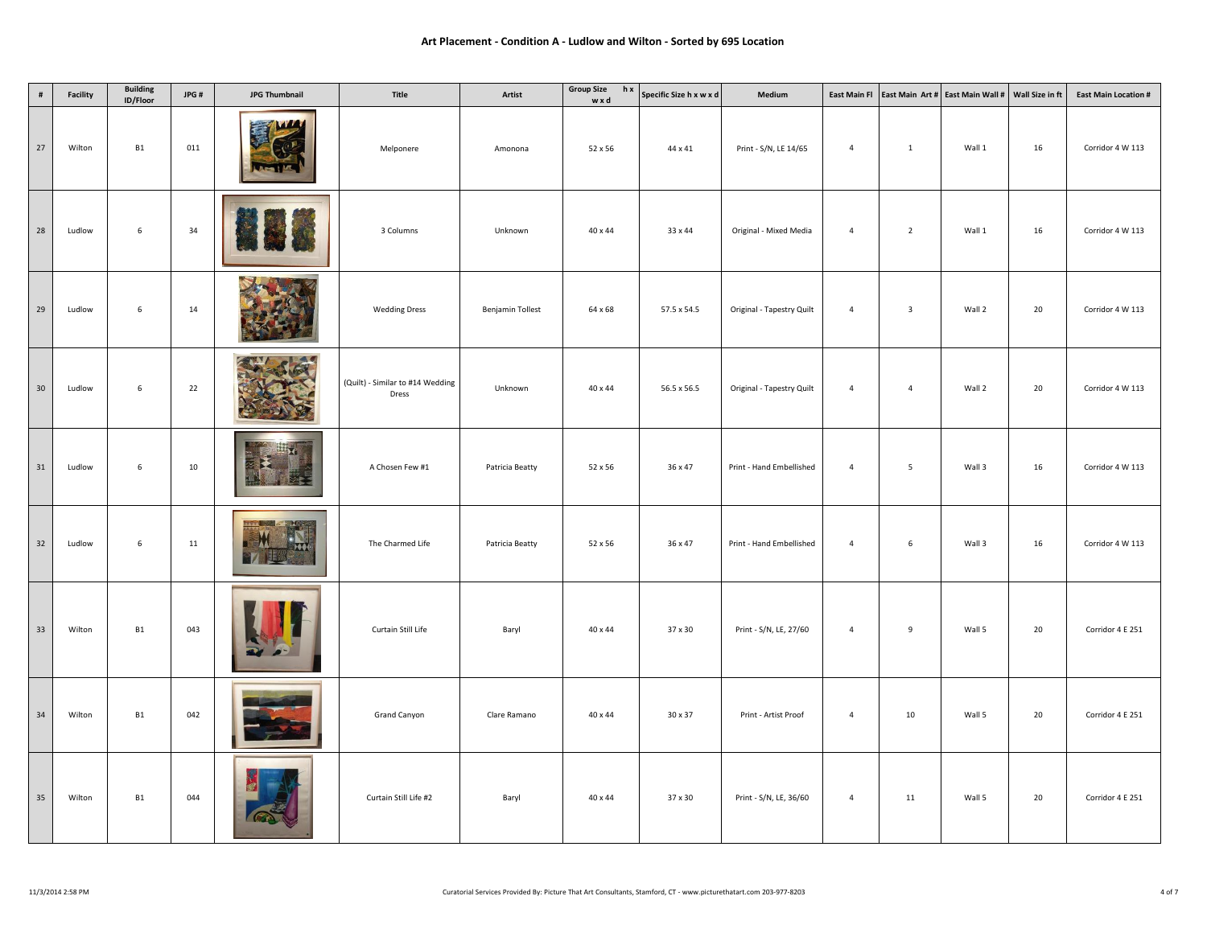## Art Placement - Condition A - Ludlow and Wilton - Sorted by 695 Location

| # | Facility | Building ID/Floor | JPG # | JPG Thumbnail | Title | Artist | Group Size h x w x d | Specific Size h x w x d | Medium | East Main Fl | East Main Art # | East Main Wall # | Wall Size in ft | East Main Location # |
|---|---|---|---|---|---|---|---|---|---|---|---|---|---|---|
| 27 | Wilton | B1 | 011 | | Melponere | Amonona | 52 x 56 | 44 x 41 | Print - S/N, LE 14/65 | 4 | 1 | Wall 1 | 16 | Corridor 4 W 113 |
| 28 | Ludlow | 6 | 34 | | 3 Columns | Unknown | 40 x 44 | 33 x 44 | Original - Mixed Media | 4 | 2 | Wall 1 | 16 | Corridor 4 W 113 |
| 29 | Ludlow | 6 | 14 | | Wedding Dress | Benjamin Tollest | 64 x 68 | 57.5 x 54.5 | Original - Tapestry Quilt | 4 | 3 | Wall 2 | 20 | Corridor 4 W 113 |
| 30 | Ludlow | 6 | 22 | | (Quilt) - Similar to #14 Wedding Dress | Unknown | 40 x 44 | 56.5 x 56.5 | Original - Tapestry Quilt | 4 | 4 | Wall 2 | 20 | Corridor 4 W 113 |
| 31 | Ludlow | 6 | 10 | | A Chosen Few #1 | Patricia Beatty | 52 x 56 | 36 x 47 | Print - Hand Embellished | 4 | 5 | Wall 3 | 16 | Corridor 4 W 113 |
| 32 | Ludlow | 6 | 11 | | The Charmed Life | Patricia Beatty | 52 x 56 | 36 x 47 | Print - Hand Embellished | 4 | 6 | Wall 3 | 16 | Corridor 4 W 113 |
| 33 | Wilton | B1 | 043 | | Curtain Still Life | Baryl | 40 x 44 | 37 x 30 | Print - S/N, LE, 27/60 | 4 | 9 | Wall 5 | 20 | Corridor 4 E 251 |
| 34 | Wilton | B1 | 042 | | Grand Canyon | Clare Ramano | 40 x 44 | 30 x 37 | Print - Artist Proof | 4 | 10 | Wall 5 | 20 | Corridor 4 E 251 |
| 35 | Wilton | B1 | 044 | | Curtain Still Life #2 | Baryl | 40 x 44 | 37 x 30 | Print - S/N, LE, 36/60 | 4 | 11 | Wall 5 | 20 | Corridor 4 E 251 |

11/3/2014 2:58 PM

Curatorial Services Provided By: Picture That Art Consultants, Stamford, CT - www.picturethatart.com 203-977-8203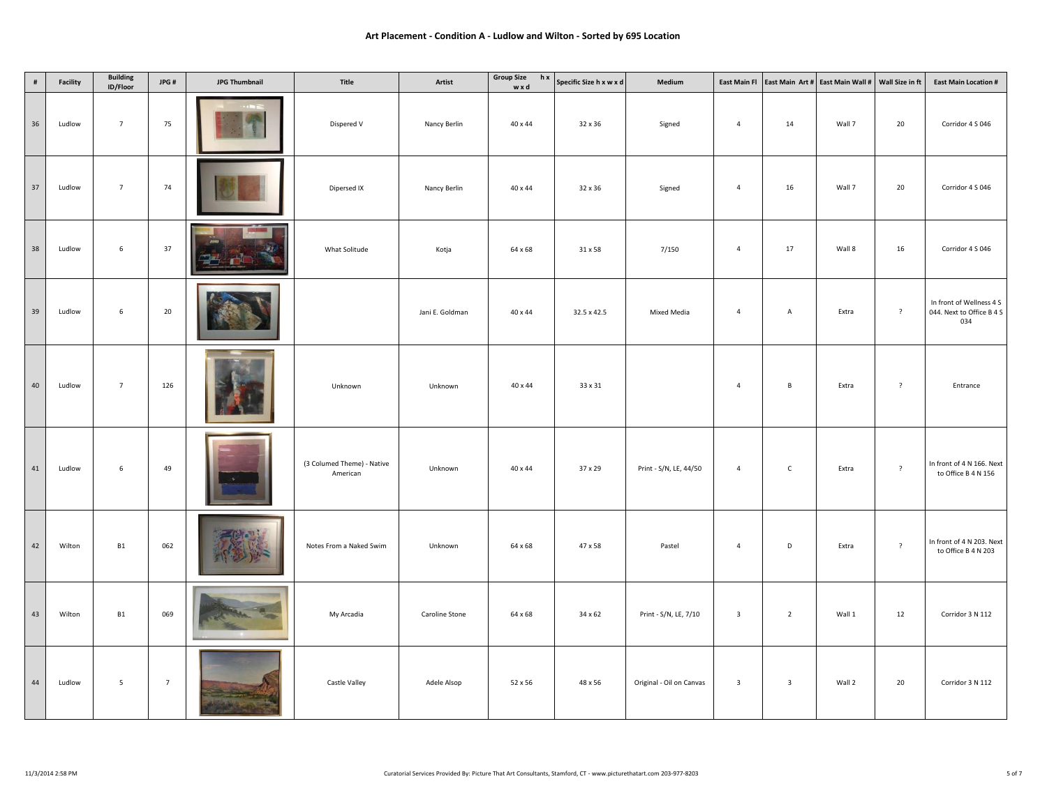## Art Placement - Condition A - Ludlow and Wilton - Sorted by 695 Location

| # | Facility | Building ID/Floor | JPG # | JPG Thumbnail | Title | Artist | Group Size h x w x d | Specific Size h x w x d | Medium | East Main Fl | East Main Art # | East Main Wall # | Wall Size in ft | East Main Location # |
|---|---|---|---|---|---|---|---|---|---|---|---|---|---|---|
| 36 | Ludlow | 7 | 75 | | Dispered V | Nancy Berlin | 40 x 44 | 32 x 36 | Signed | 4 | 14 | Wall 7 | 20 | Corridor 4 S 046 |
| 37 | Ludlow | 7 | 74 | | Dipersed IX | Nancy Berlin | 40 x 44 | 32 x 36 | Signed | 4 | 16 | Wall 7 | 20 | Corridor 4 S 046 |
| 38 | Ludlow | 6 | 37 | | What Solitude | Kotja | 64 x 68 | 31 x 58 | 7/150 | 4 | 17 | Wall 8 | 16 | Corridor 4 S 046 |
| 39 | Ludlow | 6 | 20 | | | Jani E. Goldman | 40 x 44 | 32.5 x 42.5 | Mixed Media | 4 | A | Extra | ? | In front of Wellness 4 S 044. Next to Office B 4 S 034 |
| 40 | Ludlow | 7 | 126 | | Unknown | Unknown | 40 x 44 | 33 x 31 | | 4 | B | Extra | ? | Entrance |
| 41 | Ludlow | 6 | 49 | | (3 Columed Theme) - Native American | Unknown | 40 x 44 | 37 x 29 | Print - S/N, LE, 44/50 | 4 | C | Extra | ? | In front of 4 N 166. Next to Office B 4 N 156 |
| 42 | Wilton | B1 | 062 | | Notes From a Naked Swim | Unknown | 64 x 68 | 47 x 58 | Pastel | 4 | D | Extra | ? | In front of 4 N 203. Next to Office B 4 N 203 |
| 43 | Wilton | B1 | 069 | | My Arcadia | Caroline Stone | 64 x 68 | 34 x 62 | Print - S/N, LE, 7/10 | 3 | 2 | Wall 1 | 12 | Corridor 3 N 112 |
| 44 | Ludlow | 5 | 7 | | Castle Valley | Adele Alsop | 52 x 56 | 48 x 56 | Original - Oil on Canvas | 3 | 3 | Wall 2 | 20 | Corridor 3 N 112 |

11/3/2014 2:58 PM

Curatorial Services Provided By: Picture That Art Consultants, Stamford, CT - www.picturethatart.com 203-977-8203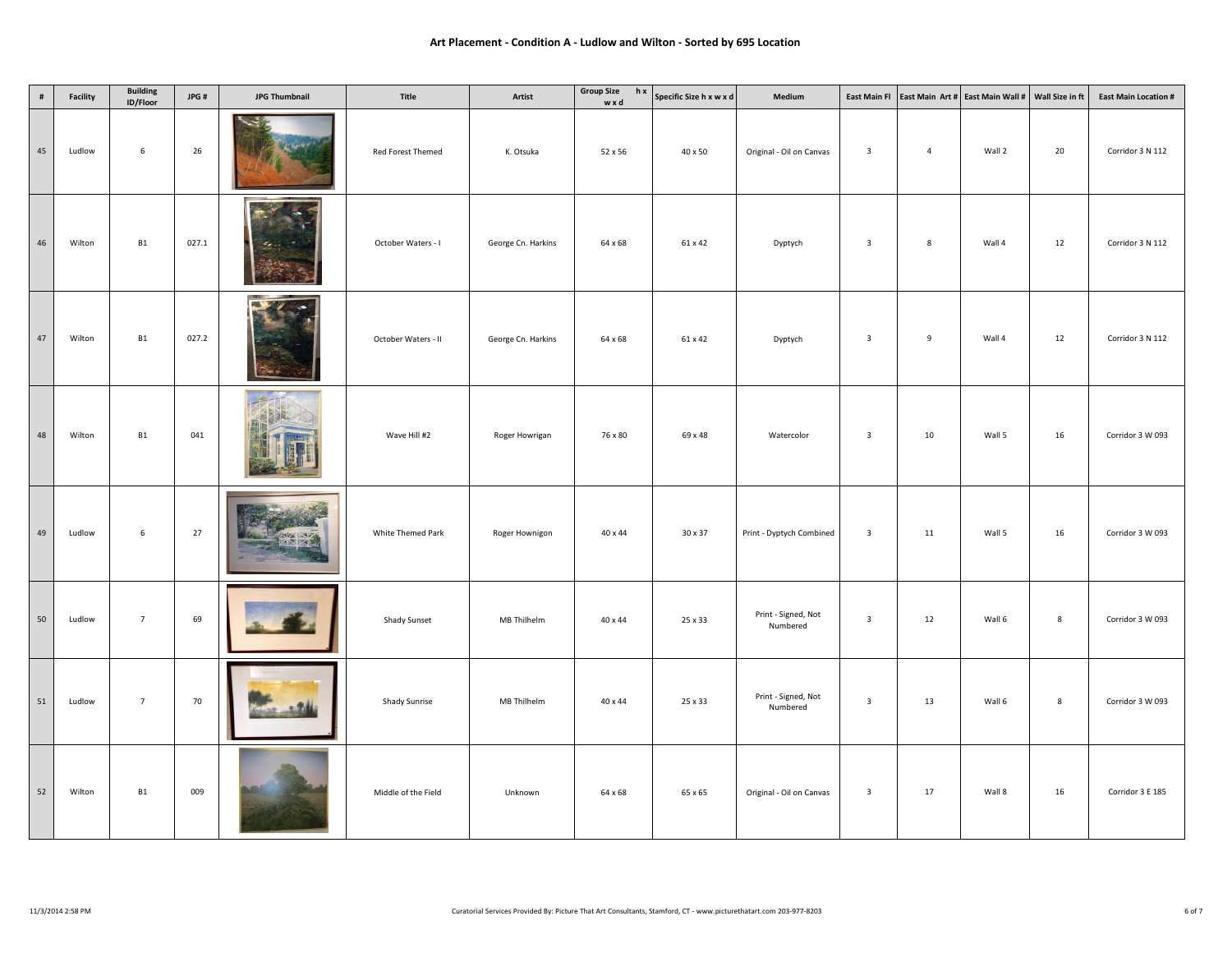# Art Placement - Condition A - Ludlow and Wilton - Sorted by 695 Location

| # | Facility | Building ID/Floor | JPG # | JPG Thumbnail | Title | Artist | Group Size h x w x d | Specific Size h x w x d | Medium | East Main Fl | East Main Art # | East Main Wall # | Wall Size in ft | East Main Location # |
|---|---|---|---|---|---|---|---|---|---|---|---|---|---|---|
| 45 | Ludlow | 6 | 26 | | Red Forest Themed | K. Otsuka | 52 x 56 | 40 x 50 | Original - Oil on Canvas | 3 | 4 | Wall 2 | 20 | Corridor 3 N 112 |
| 46 | Wilton | B1 | 027.1 | | October Waters - I | George Cn. Harkins | 64 x 68 | 61 x 42 | Dyptych | 3 | 8 | Wall 4 | 12 | Corridor 3 N 112 |
| 47 | Wilton | B1 | 027.2 | | October Waters - II | George Cn. Harkins | 64 x 68 | 61 x 42 | Dyptych | 3 | 9 | Wall 4 | 12 | Corridor 3 N 112 |
| 48 | Wilton | B1 | 041 | | Wave Hill #2 | Roger Howrigan | 76 x 80 | 69 x 48 | Watercolor | 3 | 10 | Wall 5 | 16 | Corridor 3 W 093 |
| 49 | Ludlow | 6 | 27 | | White Themed Park | Roger Hownigon | 40 x 44 | 30 x 37 | Print - Dyptych Combined | 3 | 11 | Wall 5 | 16 | Corridor 3 W 093 |
| 50 | Ludlow | 7 | 69 | | Shady Sunset | MB Thilhelm | 40 x 44 | 25 x 33 | Print - Signed, Not Numbered | 3 | 12 | Wall 6 | 8 | Corridor 3 W 093 |
| 51 | Ludlow | 7 | 70 | | Shady Sunrise | MB Thilhelm | 40 x 44 | 25 x 33 | Print - Signed, Not Numbered | 3 | 13 | Wall 6 | 8 | Corridor 3 W 093 |
| 52 | Wilton | B1 | 009 | | Middle of the Field | Unknown | 64 x 68 | 65 x 65 | Original - Oil on Canvas | 3 | 17 | Wall 8 | 16 | Corridor 3 E 185 |

11/3/2014 2:58 PM

Curatorial Services Provided By: Picture That Art Consultants, Stamford, CT - www.picturethatart.com 203-977-8203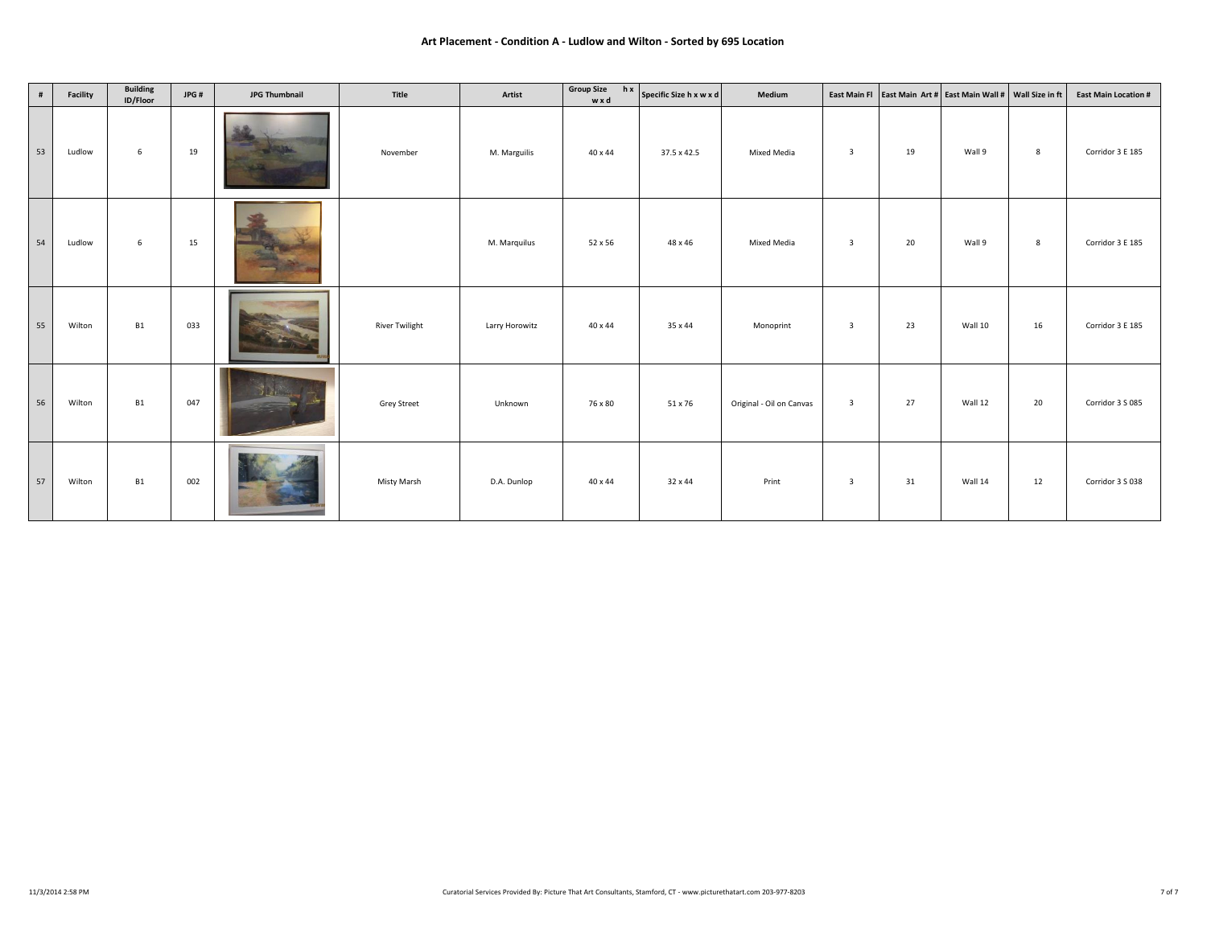**Art Placement - Condition A - Ludlow and Wilton - Sorted by 695 Location**

| # | Facility | Building ID/Floor | JPG # | JPG Thumbnail | Title | Artist | Group Size h x w x d | Specific Size h x w x d | Medium | East Main Fl | East Main Art # | East Main Wall # | Wall Size in ft | East Main Location # |
|---|---|---|---|---|---|---|---|---|---|---|---|---|---|---|
| 53 | Ludlow | 6 | 19 | | November | M. Marguilis | 40 x 44 | 37.5 x 42.5 | Mixed Media | 3 | 19 | Wall 9 | 8 | Corridor 3 E 185 |
| 54 | Ludlow | 6 | 15 | | | M. Marquilus | 52 x 56 | 48 x 46 | Mixed Media | 3 | 20 | Wall 9 | 8 | Corridor 3 E 185 |
| 55 | Wilton | B1 | 033 | | River Twilight | Larry Horowitz | 40 x 44 | 35 x 44 | Monoprint | 3 | 23 | Wall 10 | 16 | Corridor 3 E 185 |
| 56 | Wilton | B1 | 047 | | Grey Street | Unknown | 76 x 80 | 51 x 76 | Original - Oil on Canvas | 3 | 27 | Wall 12 | 20 | Corridor 3 S 085 |
| 57 | Wilton | B1 | 002 | | Misty Marsh | D.A. Dunlop | 40 x 44 | 32 x 44 | Print | 3 | 31 | Wall 14 | 12 | Corridor 3 S 038 |

11/3/2014 2:58 PM

Curatorial Services Provided By: Picture That Art Consultants, Stamford, CT - www.picturethatart.com 203-977-8203